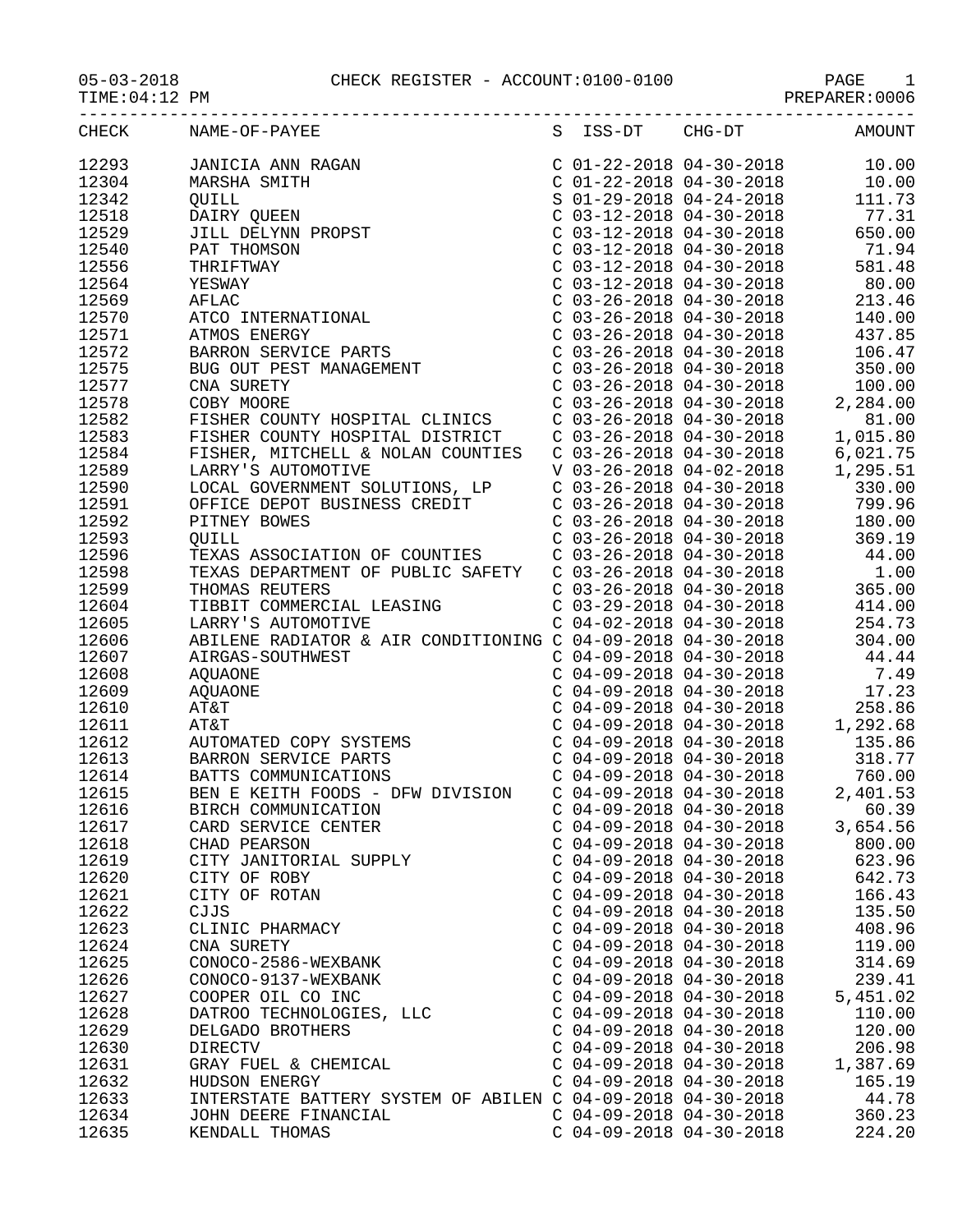05-03-2018 CHECK REGISTER - ACCOUNT:0100-0100 PAGE 1

TIME:04:12 PM PREPARER:0006

| CHECK | NAME-OF-PAYEE | S | ISS-DT | CHG-DT | AMOUNT |
|---|---|---|---|---|---|
| 12293 | JANICIA ANN RAGAN | C | 01-22-2018 | 04-30-2018 | 10.00 |
| 12304 | MARSHA SMITH | C | 01-22-2018 | 04-30-2018 | 10.00 |
| 12342 | QUILL | S | 01-29-2018 | 04-24-2018 | 111.73 |
| 12518 | DAIRY QUEEN | C | 03-12-2018 | 04-30-2018 | 77.31 |
| 12529 | JILL DELYNN PROPST | C | 03-12-2018 | 04-30-2018 | 650.00 |
| 12540 | PAT THOMSON | C | 03-12-2018 | 04-30-2018 | 71.94 |
| 12556 | THRIFTWAY | C | 03-12-2018 | 04-30-2018 | 581.48 |
| 12564 | YESWAY | C | 03-12-2018 | 04-30-2018 | 80.00 |
| 12569 | AFLAC | C | 03-26-2018 | 04-30-2018 | 213.46 |
| 12570 | ATCO INTERNATIONAL | C | 03-26-2018 | 04-30-2018 | 140.00 |
| 12571 | ATMOS ENERGY | C | 03-26-2018 | 04-30-2018 | 437.85 |
| 12572 | BARRON SERVICE PARTS | C | 03-26-2018 | 04-30-2018 | 106.47 |
| 12575 | BUG OUT PEST MANAGEMENT | C | 03-26-2018 | 04-30-2018 | 350.00 |
| 12577 | CNA SURETY | C | 03-26-2018 | 04-30-2018 | 100.00 |
| 12578 | COBY MOORE | C | 03-26-2018 | 04-30-2018 | 2,284.00 |
| 12582 | FISHER COUNTY HOSPITAL CLINICS | C | 03-26-2018 | 04-30-2018 | 81.00 |
| 12583 | FISHER COUNTY HOSPITAL DISTRICT | C | 03-26-2018 | 04-30-2018 | 1,015.80 |
| 12584 | FISHER, MITCHELL & NOLAN COUNTIES | C | 03-26-2018 | 04-30-2018 | 6,021.75 |
| 12589 | LARRY'S AUTOMOTIVE | V | 03-26-2018 | 04-02-2018 | 1,295.51 |
| 12590 | LOCAL GOVERNMENT SOLUTIONS, LP | C | 03-26-2018 | 04-30-2018 | 330.00 |
| 12591 | OFFICE DEPOT BUSINESS CREDIT | C | 03-26-2018 | 04-30-2018 | 799.96 |
| 12592 | PITNEY BOWES | C | 03-26-2018 | 04-30-2018 | 180.00 |
| 12593 | QUILL | C | 03-26-2018 | 04-30-2018 | 369.19 |
| 12596 | TEXAS ASSOCIATION OF COUNTIES | C | 03-26-2018 | 04-30-2018 | 44.00 |
| 12598 | TEXAS DEPARTMENT OF PUBLIC SAFETY | C | 03-26-2018 | 04-30-2018 | 1.00 |
| 12599 | THOMAS REUTERS | C | 03-26-2018 | 04-30-2018 | 365.00 |
| 12604 | TIBBIT COMMERCIAL LEASING | C | 03-29-2018 | 04-30-2018 | 414.00 |
| 12605 | LARRY'S AUTOMOTIVE | C | 04-02-2018 | 04-30-2018 | 254.73 |
| 12606 | ABILENE RADIATOR & AIR CONDITIONING | C | 04-09-2018 | 04-30-2018 | 304.00 |
| 12607 | AIRGAS-SOUTHWEST | C | 04-09-2018 | 04-30-2018 | 44.44 |
| 12608 | AQUAONE | C | 04-09-2018 | 04-30-2018 | 7.49 |
| 12609 | AQUAONE | C | 04-09-2018 | 04-30-2018 | 17.23 |
| 12610 | AT&T | C | 04-09-2018 | 04-30-2018 | 258.86 |
| 12611 | AT&T | C | 04-09-2018 | 04-30-2018 | 1,292.68 |
| 12612 | AUTOMATED COPY SYSTEMS | C | 04-09-2018 | 04-30-2018 | 135.86 |
| 12613 | BARRON SERVICE PARTS | C | 04-09-2018 | 04-30-2018 | 318.77 |
| 12614 | BATTS COMMUNICATIONS | C | 04-09-2018 | 04-30-2018 | 760.00 |
| 12615 | BEN E KEITH FOODS - DFW DIVISION | C | 04-09-2018 | 04-30-2018 | 2,401.53 |
| 12616 | BIRCH COMMUNICATION | C | 04-09-2018 | 04-30-2018 | 60.39 |
| 12617 | CARD SERVICE CENTER | C | 04-09-2018 | 04-30-2018 | 3,654.56 |
| 12618 | CHAD PEARSON | C | 04-09-2018 | 04-30-2018 | 800.00 |
| 12619 | CITY JANITORIAL SUPPLY | C | 04-09-2018 | 04-30-2018 | 623.96 |
| 12620 | CITY OF ROBY | C | 04-09-2018 | 04-30-2018 | 642.73 |
| 12621 | CITY OF ROTAN | C | 04-09-2018 | 04-30-2018 | 166.43 |
| 12622 | CJJS | C | 04-09-2018 | 04-30-2018 | 135.50 |
| 12623 | CLINIC PHARMACY | C | 04-09-2018 | 04-30-2018 | 408.96 |
| 12624 | CNA SURETY | C | 04-09-2018 | 04-30-2018 | 119.00 |
| 12625 | CONOCO-2586-WEXBANK | C | 04-09-2018 | 04-30-2018 | 314.69 |
| 12626 | CONOCO-9137-WEXBANK | C | 04-09-2018 | 04-30-2018 | 239.41 |
| 12627 | COOPER OIL CO INC | C | 04-09-2018 | 04-30-2018 | 5,451.02 |
| 12628 | DATROO TECHNOLOGIES, LLC | C | 04-09-2018 | 04-30-2018 | 110.00 |
| 12629 | DELGADO BROTHERS | C | 04-09-2018 | 04-30-2018 | 120.00 |
| 12630 | DIRECTV | C | 04-09-2018 | 04-30-2018 | 206.98 |
| 12631 | GRAY FUEL & CHEMICAL | C | 04-09-2018 | 04-30-2018 | 1,387.69 |
| 12632 | HUDSON ENERGY | C | 04-09-2018 | 04-30-2018 | 165.19 |
| 12633 | INTERSTATE BATTERY SYSTEM OF ABILEN | C | 04-09-2018 | 04-30-2018 | 44.78 |
| 12634 | JOHN DEERE FINANCIAL | C | 04-09-2018 | 04-30-2018 | 360.23 |
| 12635 | KENDALL THOMAS | C | 04-09-2018 | 04-30-2018 | 224.20 |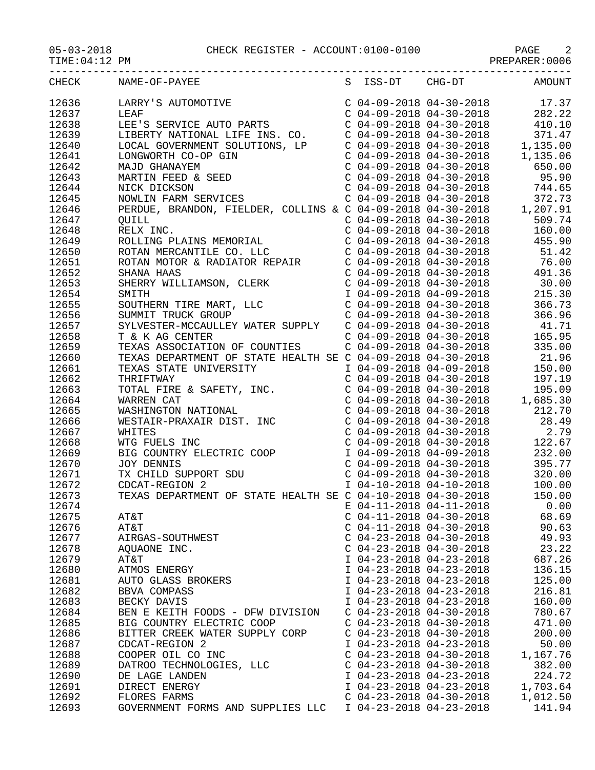05-03-2018 CHECK REGISTER - ACCOUNT:0100-0100

TIME:04:12 PM PREPARER:0006

| CHECK | NAME-OF-PAYEE | S | ISS-DT | CHG-DT | AMOUNT |
|---|---|---|---|---|---|
| 12636 | LARRY'S AUTOMOTIVE | C | 04-09-2018 | 04-30-2018 | 17.37 |
| 12637 | LEAF | C | 04-09-2018 | 04-30-2018 | 282.22 |
| 12638 | LEE'S SERVICE AUTO PARTS | C | 04-09-2018 | 04-30-2018 | 410.10 |
| 12639 | LIBERTY NATIONAL LIFE INS. CO. | C | 04-09-2018 | 04-30-2018 | 371.47 |
| 12640 | LOCAL GOVERNMENT SOLUTIONS, LP | C | 04-09-2018 | 04-30-2018 | 1,135.00 |
| 12641 | LONGWORTH CO-OP GIN | C | 04-09-2018 | 04-30-2018 | 1,135.06 |
| 12642 | MAJD GHANAYEM | C | 04-09-2018 | 04-30-2018 | 650.00 |
| 12643 | MARTIN FEED & SEED | C | 04-09-2018 | 04-30-2018 | 95.90 |
| 12644 | NICK DICKSON | C | 04-09-2018 | 04-30-2018 | 744.65 |
| 12645 | NOWLIN FARM SERVICES | C | 04-09-2018 | 04-30-2018 | 372.73 |
| 12646 | PERDUE, BRANDON, FIELDER, COLLINS & | C | 04-09-2018 | 04-30-2018 | 1,207.91 |
| 12647 | QUILL | C | 04-09-2018 | 04-30-2018 | 509.74 |
| 12648 | RELX INC. | C | 04-09-2018 | 04-30-2018 | 160.00 |
| 12649 | ROLLING PLAINS MEMORIAL | C | 04-09-2018 | 04-30-2018 | 455.90 |
| 12650 | ROTAN MERCANTILE CO. LLC | C | 04-09-2018 | 04-30-2018 | 51.42 |
| 12651 | ROTAN MOTOR & RADIATOR REPAIR | C | 04-09-2018 | 04-30-2018 | 76.00 |
| 12652 | SHANA HAAS | C | 04-09-2018 | 04-30-2018 | 491.36 |
| 12653 | SHERRY WILLIAMSON, CLERK | C | 04-09-2018 | 04-30-2018 | 30.00 |
| 12654 | SMITH | I | 04-09-2018 | 04-09-2018 | 215.30 |
| 12655 | SOUTHERN TIRE MART, LLC | C | 04-09-2018 | 04-30-2018 | 366.73 |
| 12656 | SUMMIT TRUCK GROUP | C | 04-09-2018 | 04-30-2018 | 366.96 |
| 12657 | SYLVESTER-MCCAULLEY WATER SUPPLY | C | 04-09-2018 | 04-30-2018 | 41.71 |
| 12658 | T & K AG CENTER | C | 04-09-2018 | 04-30-2018 | 165.95 |
| 12659 | TEXAS ASSOCIATION OF COUNTIES | C | 04-09-2018 | 04-30-2018 | 335.00 |
| 12660 | TEXAS DEPARTMENT OF STATE HEALTH SE | C | 04-09-2018 | 04-30-2018 | 21.96 |
| 12661 | TEXAS STATE UNIVERSITY | I | 04-09-2018 | 04-09-2018 | 150.00 |
| 12662 | THRIFTWAY | C | 04-09-2018 | 04-30-2018 | 197.19 |
| 12663 | TOTAL FIRE & SAFETY, INC. | C | 04-09-2018 | 04-30-2018 | 195.09 |
| 12664 | WARREN CAT | C | 04-09-2018 | 04-30-2018 | 1,685.30 |
| 12665 | WASHINGTON NATIONAL | C | 04-09-2018 | 04-30-2018 | 212.70 |
| 12666 | WESTAIR-PRAXAIR DIST. INC | C | 04-09-2018 | 04-30-2018 | 28.49 |
| 12667 | WHITES | C | 04-09-2018 | 04-30-2018 | 2.79 |
| 12668 | WTG FUELS INC | C | 04-09-2018 | 04-30-2018 | 122.67 |
| 12669 | BIG COUNTRY ELECTRIC COOP | I | 04-09-2018 | 04-09-2018 | 232.00 |
| 12670 | JOY DENNIS | C | 04-09-2018 | 04-30-2018 | 395.77 |
| 12671 | TX CHILD SUPPORT SDU | C | 04-09-2018 | 04-30-2018 | 320.00 |
| 12672 | CDCAT-REGION 2 | I | 04-10-2018 | 04-10-2018 | 100.00 |
| 12673 | TEXAS DEPARTMENT OF STATE HEALTH SE | C | 04-10-2018 | 04-30-2018 | 150.00 |
| 12674 | | E | 04-11-2018 | 04-11-2018 | 0.00 |
| 12675 | AT&T | C | 04-11-2018 | 04-30-2018 | 68.69 |
| 12676 | AT&T | C | 04-11-2018 | 04-30-2018 | 90.63 |
| 12677 | AIRGAS-SOUTHWEST | C | 04-23-2018 | 04-30-2018 | 49.93 |
| 12678 | AQUAONE INC. | C | 04-23-2018 | 04-30-2018 | 23.22 |
| 12679 | AT&T | I | 04-23-2018 | 04-23-2018 | 687.26 |
| 12680 | ATMOS ENERGY | I | 04-23-2018 | 04-23-2018 | 136.15 |
| 12681 | AUTO GLASS BROKERS | I | 04-23-2018 | 04-23-2018 | 125.00 |
| 12682 | BBVA COMPASS | I | 04-23-2018 | 04-23-2018 | 216.81 |
| 12683 | BECKY DAVIS | I | 04-23-2018 | 04-23-2018 | 160.00 |
| 12684 | BEN E KEITH FOODS - DFW DIVISION | C | 04-23-2018 | 04-30-2018 | 780.67 |
| 12685 | BIG COUNTRY ELECTRIC COOP | C | 04-23-2018 | 04-30-2018 | 471.00 |
| 12686 | BITTER CREEK WATER SUPPLY CORP | C | 04-23-2018 | 04-30-2018 | 200.00 |
| 12687 | CDCAT-REGION 2 | I | 04-23-2018 | 04-23-2018 | 50.00 |
| 12688 | COOPER OIL CO INC | C | 04-23-2018 | 04-30-2018 | 1,167.76 |
| 12689 | DATROO TECHNOLOGIES, LLC | C | 04-23-2018 | 04-30-2018 | 382.00 |
| 12690 | DE LAGE LANDEN | I | 04-23-2018 | 04-23-2018 | 224.72 |
| 12691 | DIRECT ENERGY | I | 04-23-2018 | 04-23-2018 | 1,703.64 |
| 12692 | FLORES FARMS | C | 04-23-2018 | 04-30-2018 | 1,012.50 |
| 12693 | GOVERNMENT FORMS AND SUPPLIES LLC | I | 04-23-2018 | 04-23-2018 | 141.94 |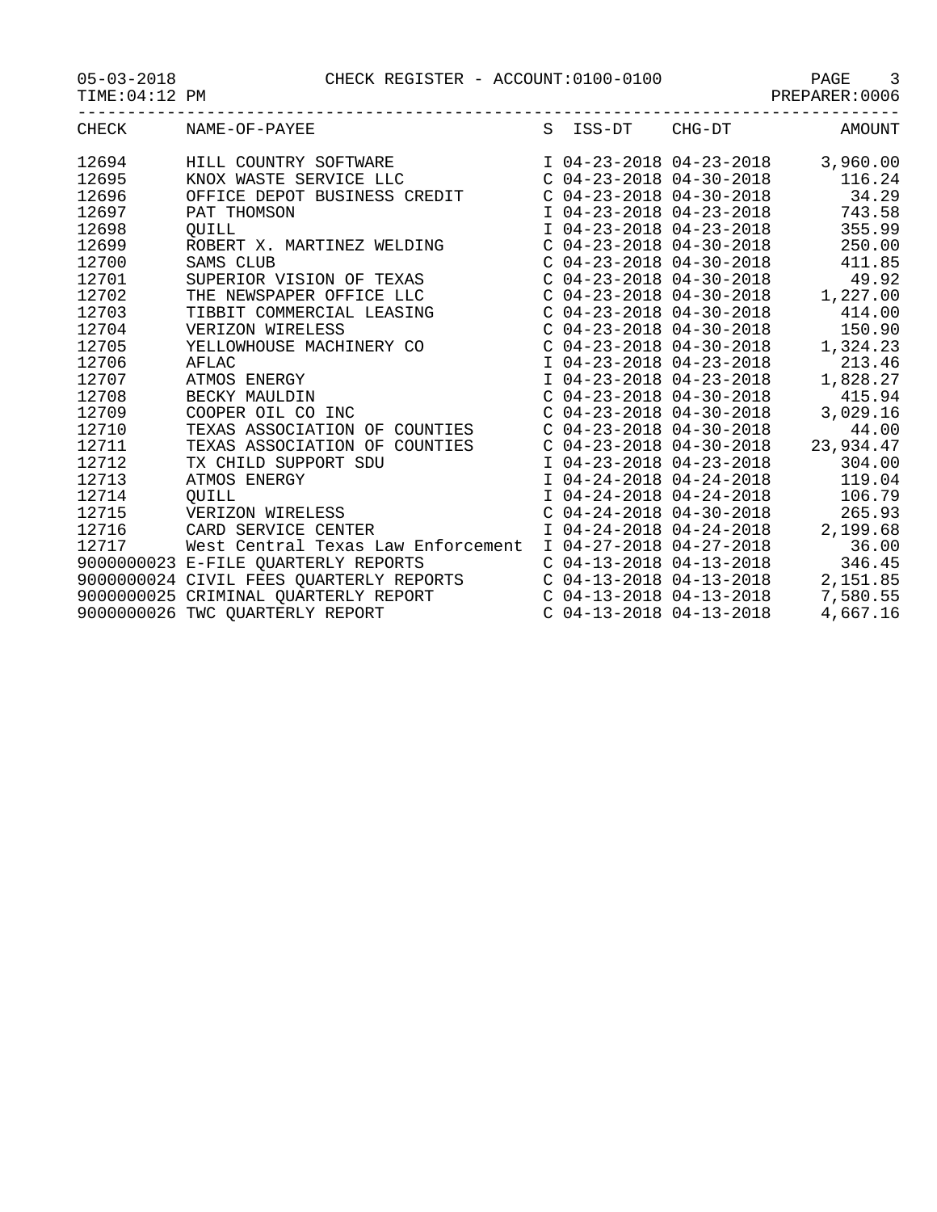05-03-2018 CHECK REGISTER - ACCOUNT:0100-0100
TIME:04:12 PM PREPARER:0006

| CHECK | NAME-OF-PAYEE | S | ISS-DT | CHG-DT | AMOUNT |
|---|---|---|---|---|---|
| 12694 | HILL COUNTRY SOFTWARE | I | 04-23-2018 | 04-23-2018 | 3,960.00 |
| 12695 | KNOX WASTE SERVICE LLC | C | 04-23-2018 | 04-30-2018 | 116.24 |
| 12696 | OFFICE DEPOT BUSINESS CREDIT | C | 04-23-2018 | 04-30-2018 | 34.29 |
| 12697 | PAT THOMSON | I | 04-23-2018 | 04-23-2018 | 743.58 |
| 12698 | QUILL | I | 04-23-2018 | 04-23-2018 | 355.99 |
| 12699 | ROBERT X. MARTINEZ WELDING | C | 04-23-2018 | 04-30-2018 | 250.00 |
| 12700 | SAMS CLUB | C | 04-23-2018 | 04-30-2018 | 411.85 |
| 12701 | SUPERIOR VISION OF TEXAS | C | 04-23-2018 | 04-30-2018 | 49.92 |
| 12702 | THE NEWSPAPER OFFICE LLC | C | 04-23-2018 | 04-30-2018 | 1,227.00 |
| 12703 | TIBBIT COMMERCIAL LEASING | C | 04-23-2018 | 04-30-2018 | 414.00 |
| 12704 | VERIZON WIRELESS | C | 04-23-2018 | 04-30-2018 | 150.90 |
| 12705 | YELLOWHOUSE MACHINERY CO | C | 04-23-2018 | 04-30-2018 | 1,324.23 |
| 12706 | AFLAC | I | 04-23-2018 | 04-23-2018 | 213.46 |
| 12707 | ATMOS ENERGY | I | 04-23-2018 | 04-23-2018 | 1,828.27 |
| 12708 | BECKY MAULDIN | C | 04-23-2018 | 04-30-2018 | 415.94 |
| 12709 | COOPER OIL CO INC | C | 04-23-2018 | 04-30-2018 | 3,029.16 |
| 12710 | TEXAS ASSOCIATION OF COUNTIES | C | 04-23-2018 | 04-30-2018 | 44.00 |
| 12711 | TEXAS ASSOCIATION OF COUNTIES | C | 04-23-2018 | 04-30-2018 | 23,934.47 |
| 12712 | TX CHILD SUPPORT SDU | I | 04-23-2018 | 04-23-2018 | 304.00 |
| 12713 | ATMOS ENERGY | I | 04-24-2018 | 04-24-2018 | 119.04 |
| 12714 | QUILL | I | 04-24-2018 | 04-24-2018 | 106.79 |
| 12715 | VERIZON WIRELESS | C | 04-24-2018 | 04-30-2018 | 265.93 |
| 12716 | CARD SERVICE CENTER | I | 04-24-2018 | 04-24-2018 | 2,199.68 |
| 12717 | West Central Texas Law Enforcement | I | 04-27-2018 | 04-27-2018 | 36.00 |
| 9000000023 | E-FILE QUARTERLY REPORTS | C | 04-13-2018 | 04-13-2018 | 346.45 |
| 9000000024 | CIVIL FEES QUARTERLY REPORTS | C | 04-13-2018 | 04-13-2018 | 2,151.85 |
| 9000000025 | CRIMINAL QUARTERLY REPORT | C | 04-13-2018 | 04-13-2018 | 7,580.55 |
| 9000000026 | TWC QUARTERLY REPORT | C | 04-13-2018 | 04-13-2018 | 4,667.16 |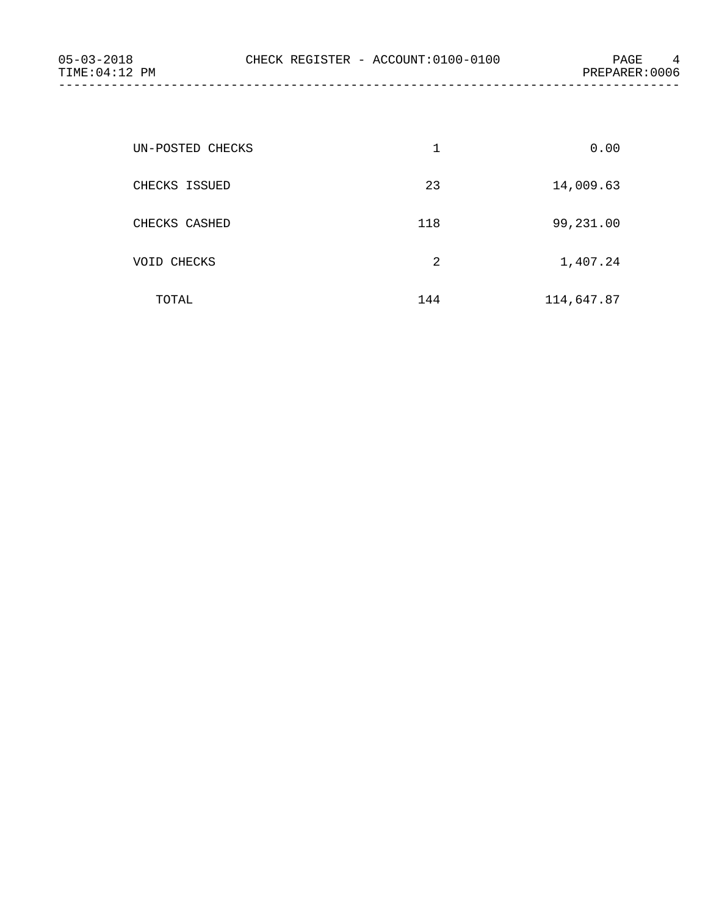| | | |
|---|---|---|
| UN-POSTED CHECKS | 1 | 0.00 |
| CHECKS ISSUED | 23 | 14,009.63 |
| CHECKS CASHED | 118 | 99,231.00 |
| VOID CHECKS | 2 | 1,407.24 |
| TOTAL | 144 | 114,647.87 |